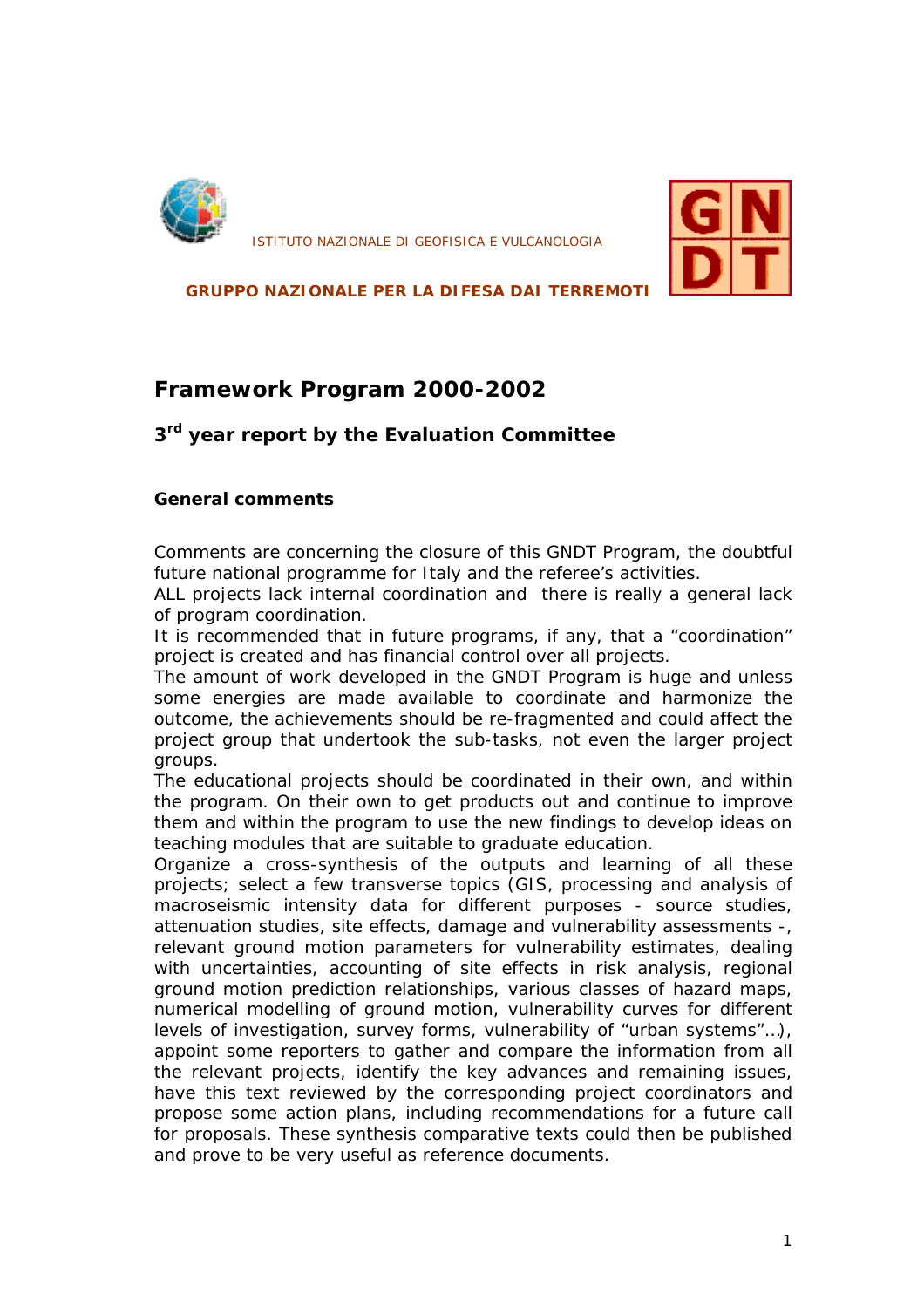ISTITUTO NAZIONALE DI GEOFISICA E VULCANOLOGIA

**GRUPPO NAZIONALE PER LA DIFESA DAI TERREMOTI**

GNDT

# Framework Program 2000-2002

## 3rd year report by the Evaluation Committee

### General comments

Comments are concerning the closure of this GNDT Program, the doubtful future national programme for Italy and the referee's activities.

ALL projects lack internal coordination and there is really a general lack of program coordination.

It is recommended that in future programs, if any, that a "coordination" project is created and has financial control over all projects.

The amount of work developed in the GNDT Program is huge and unless some energies are made available to coordinate and harmonize the outcome, the achievements should be re-fragmented and could affect the project group that undertook the sub-tasks, not even the larger project groups.

The educational projects should be coordinated in their own, and within the program. On their own to get products out and continue to improve them and within the program to use the new findings to develop ideas on teaching modules that are suitable to graduate education.

Organize a cross-synthesis of the outputs and learning of all these projects; select a few transverse topics (GIS, processing and analysis of macroseismic intensity data for different purposes - source studies, attenuation studies, site effects, damage and vulnerability assessments -, relevant ground motion parameters for vulnerability estimates, dealing with uncertainties, accounting of site effects in risk analysis, regional ground motion prediction relationships, various classes of hazard maps, numerical modelling of ground motion, vulnerability curves for different levels of investigation, survey forms, vulnerability of "urban systems"…), appoint some reporters to gather and compare the information from all the relevant projects, identify the key advances and remaining issues, have this text reviewed by the corresponding project coordinators and propose some action plans, including recommendations for a future call for proposals. These synthesis comparative texts could then be published and prove to be very useful as reference documents.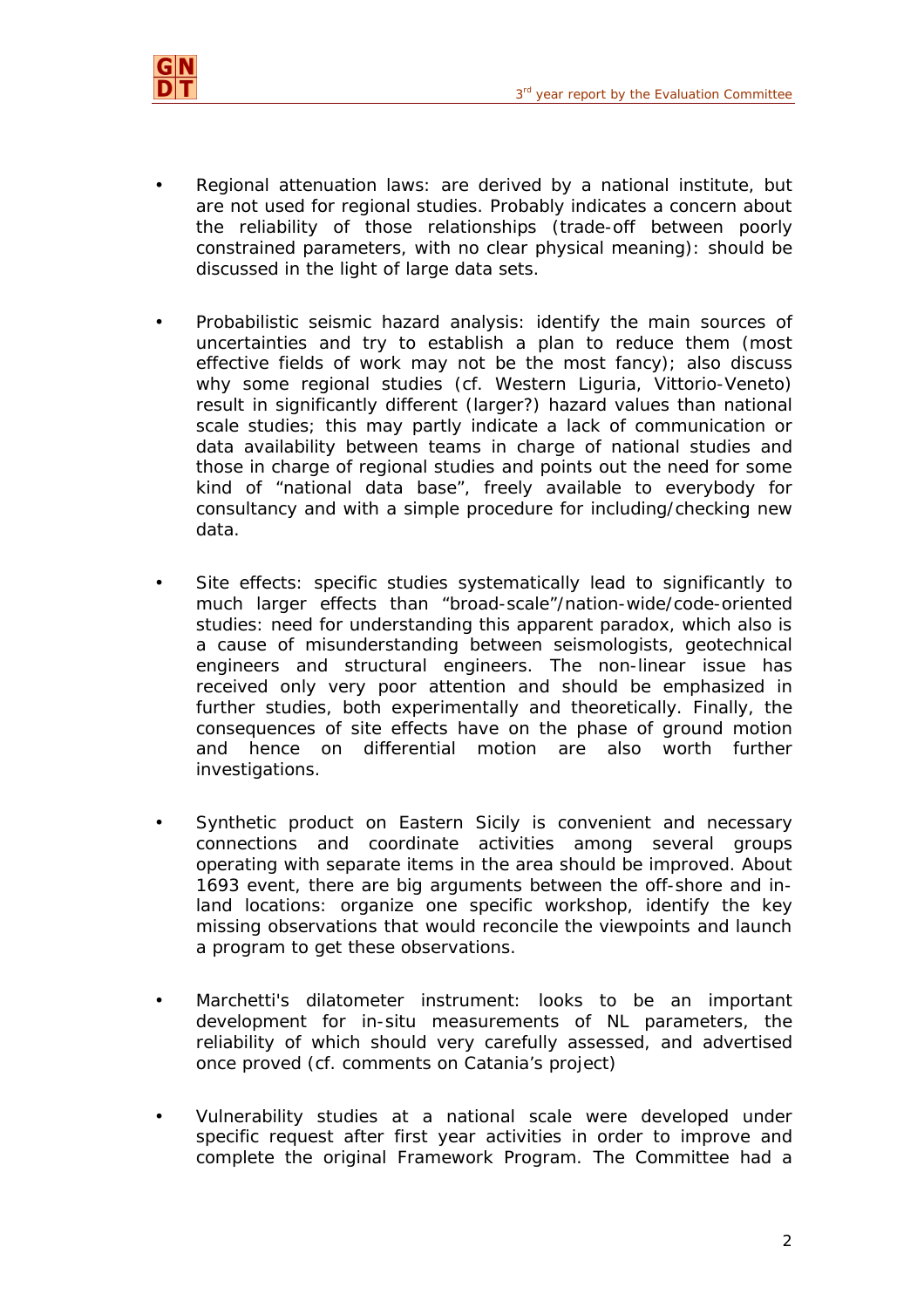- Regional attenuation laws: are derived by a national institute, but are not used for regional studies. Probably indicates a concern about the reliability of those relationships (trade-off between poorly constrained parameters, with no clear physical meaning): should be discussed in the light of large data sets.

- Probabilistic seismic hazard analysis: identify the main sources of uncertainties and try to establish a plan to reduce them (most effective fields of work may not be the most fancy); also discuss why some regional studies (cf. Western Liguria, Vittorio-Veneto) result in significantly different (larger?) hazard values than national scale studies; this may partly indicate a lack of communication or data availability between teams in charge of national studies and those in charge of regional studies and points out the need for some kind of "national data base", freely available to everybody for consultancy and with a simple procedure for including/checking new data.

- Site effects: specific studies systematically lead to significantly to much larger effects than "broad-scale"/nation-wide/code-oriented studies: need for understanding this apparent paradox, which also is a cause of misunderstanding between seismologists, geotechnical engineers and structural engineers. The non-linear issue has received only very poor attention and should be emphasized in further studies, both experimentally and theoretically. Finally, the consequences of site effects have on the phase of ground motion and hence on differential motion are also worth further investigations.

- Synthetic product on Eastern Sicily is convenient and necessary connections and coordinate activities among several groups operating with separate items in the area should be improved. About 1693 event, there are big arguments between the off-shore and in-land locations: organize one specific workshop, identify the key missing observations that would reconcile the viewpoints and launch a program to get these observations.

- Marchetti's dilatometer instrument: looks to be an important development for in-situ measurements of NL parameters, the reliability of which should very carefully assessed, and advertised once proved (cf. comments on Catania's project)

- Vulnerability studies at a national scale were developed under specific request after first year activities in order to improve and complete the original Framework Program. The Committee had a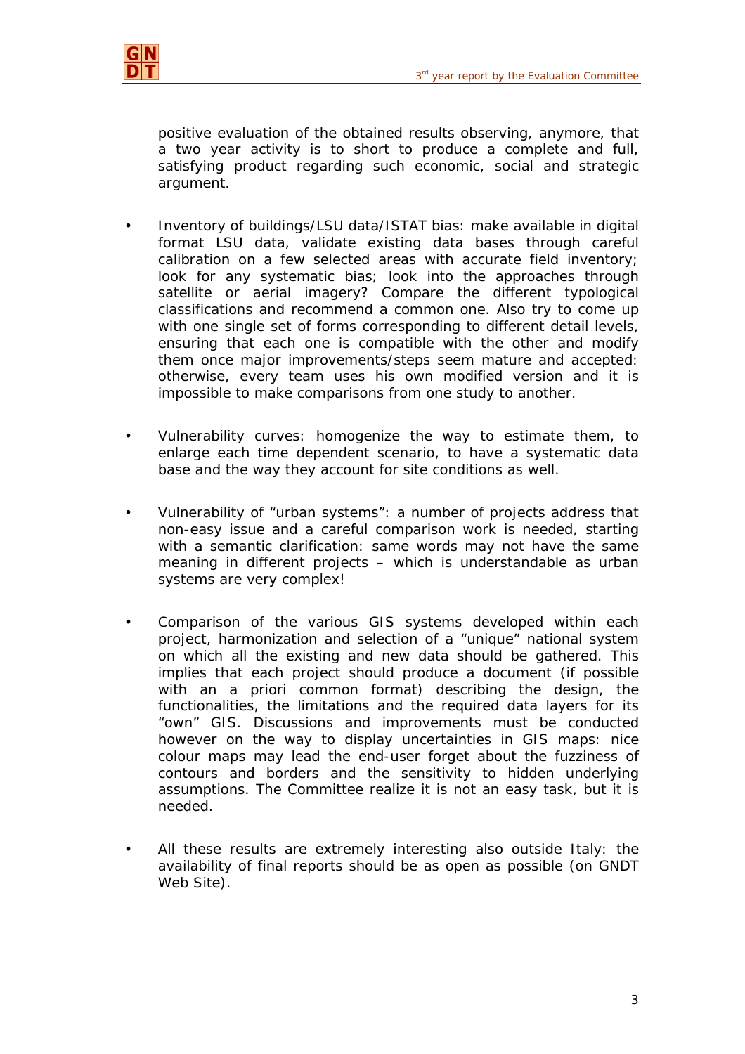positive evaluation of the obtained results observing, anymore, that a two year activity is to short to produce a complete and full, satisfying product regarding such economic, social and strategic argument.

- Inventory of buildings/LSU data/ISTAT bias: make available in digital format LSU data, validate existing data bases through careful calibration on a few selected areas with accurate field inventory; look for any systematic bias; look into the approaches through satellite or aerial imagery? Compare the different typological classifications and recommend a common one. Also try to come up with one single set of forms corresponding to different detail levels, ensuring that each one is compatible with the other and modify them once major improvements/steps seem mature and accepted: otherwise, every team uses his own modified version and it is impossible to make comparisons from one study to another.

- Vulnerability curves: homogenize the way to estimate them, to enlarge each time dependent scenario, to have a systematic data base and the way they account for site conditions as well.

- Vulnerability of "urban systems": a number of projects address that non-easy issue and a careful comparison work is needed, starting with a semantic clarification: same words may not have the same meaning in different projects – which is understandable as urban systems are very complex!

- Comparison of the various GIS systems developed within each project, harmonization and selection of a "unique" national system on which all the existing and new data should be gathered. This implies that each project should produce a document (if possible with an a priori common format) describing the design, the functionalities, the limitations and the required data layers for its "own" GIS. Discussions and improvements must be conducted however on the way to display uncertainties in GIS maps: nice colour maps may lead the end-user forget about the fuzziness of contours and borders and the sensitivity to hidden underlying assumptions. The Committee realize it is not an easy task, but it is needed.

- All these results are extremely interesting also outside Italy: the availability of final reports should be as open as possible (on GNDT Web Site).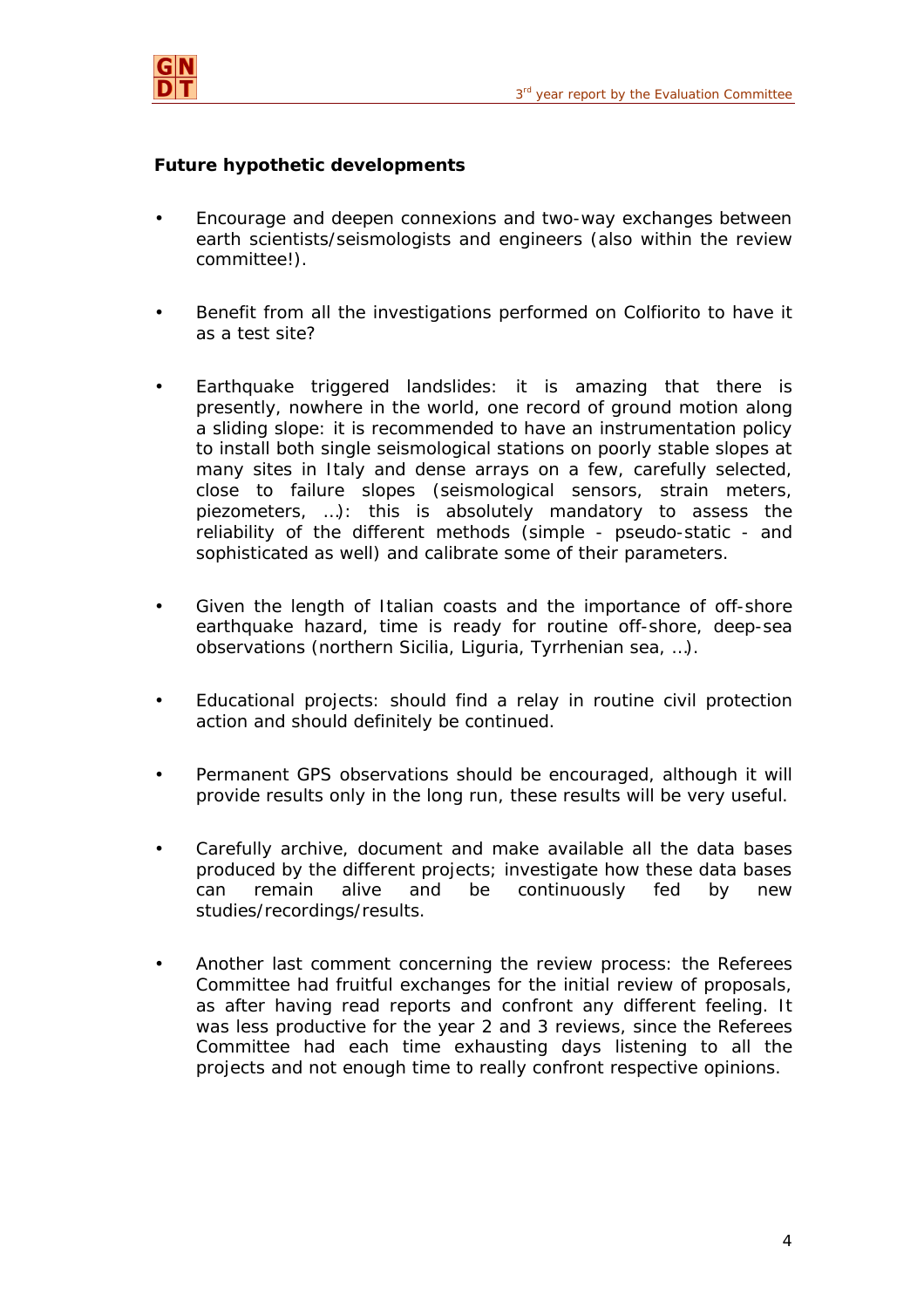**Future hypothetic developments**

- Encourage and deepen connexions and two-way exchanges between earth scientists/seismologists and engineers (also within the review committee!).

- Benefit from all the investigations performed on Colfiorito to have it as a test site?

- Earthquake triggered landslides: it is amazing that there is presently, nowhere in the world, one record of ground motion along a sliding slope: it is recommended to have an instrumentation policy to install both single seismological stations on poorly stable slopes at many sites in Italy and dense arrays on a few, carefully selected, close to failure slopes (seismological sensors, strain meters, piezometers, …): this is absolutely mandatory to assess the reliability of the different methods (simple - pseudo-static - and sophisticated as well) and calibrate some of their parameters.

- Given the length of Italian coasts and the importance of off-shore earthquake hazard, time is ready for routine off-shore, deep-sea observations (northern Sicilia, Liguria, Tyrrhenian sea, …).

- Educational projects: should find a relay in routine civil protection action and should definitely be continued.

- Permanent GPS observations should be encouraged, although it will provide results only in the long run, these results will be very useful.

- Carefully archive, document and make available all the data bases produced by the different projects; investigate how these data bases can remain alive and be continuously fed by new studies/recordings/results.

- Another last comment concerning the review process: the Referees Committee had fruitful exchanges for the initial review of proposals, as after having read reports and confront any different feeling. It was less productive for the year 2 and 3 reviews, since the Referees Committee had each time exhausting days listening to all the projects and not enough time to really confront respective opinions.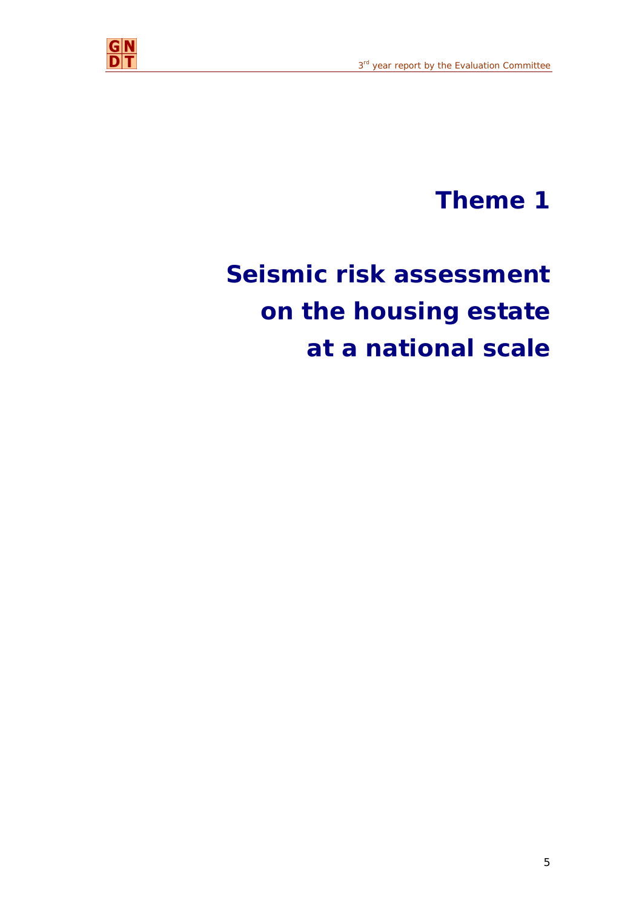# Theme 1

# Seismic risk assessment on the housing estate at a national scale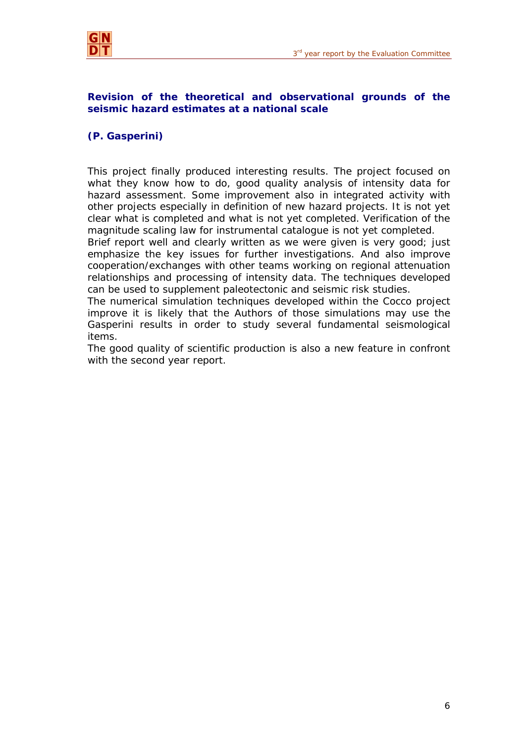## Revision of the theoretical and observational grounds of the seismic hazard estimates at a national scale

### (P. Gasperini)

This project finally produced interesting results. The project focused on what they know how to do, good quality analysis of intensity data for hazard assessment. Some improvement also in integrated activity with other projects especially in definition of new hazard projects. It is not yet clear what is completed and what is not yet completed. Verification of the magnitude scaling law for instrumental catalogue is not yet completed.
Brief report well and clearly written as we were given is very good; just emphasize the key issues for further investigations. And also improve cooperation/exchanges with other teams working on regional attenuation relationships and processing of intensity data. The techniques developed can be used to supplement paleotectonic and seismic risk studies.
The numerical simulation techniques developed within the Cocco project improve it is likely that the Authors of those simulations may use the Gasperini results in order to study several fundamental seismological items.
The good quality of scientific production is also a new feature in confront with the second year report.